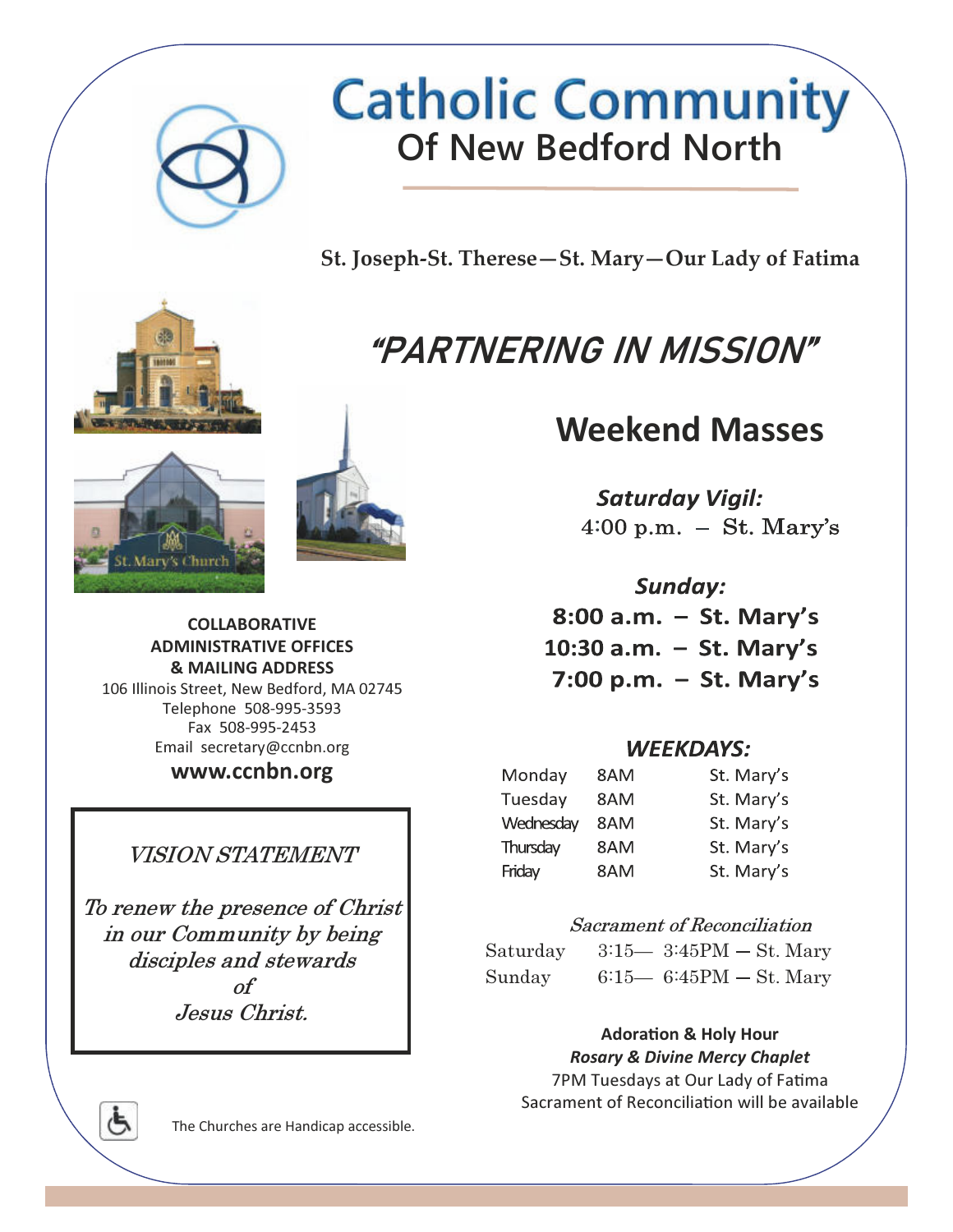# Catholic Community
## Of New Bedford North

**St. Joseph-St. Therese—St. Mary—Our Lady of Fatima**

## "PARTNERING IN MISSION"

**COLLABORATIVE ADMINISTRATIVE OFFICES & MAILING ADDRESS**

106 Illinois Street, New Bedford, MA 02745
Telephone 508-995-3593
Fax 508-995-2453
Email secretary@ccnbn.org

**www.ccnbn.org**

### *VISION STATEMENT*

*To renew the presence of Christ in our Community by being disciples and stewards of Jesus Christ.*

The Churches are Handicap accessible.

## Weekend Masses

***Saturday Vigil:***
4:00 p.m. – St. Mary's

***Sunday:***
**8:00 a.m. – St. Mary's**
**10:30 a.m. – St. Mary's**
**7:00 p.m. – St. Mary's**

### *WEEKDAYS:*

| | | |
|---|---|---|
| Monday | 8AM | St. Mary's |
| Tuesday | 8AM | St. Mary's |
| Wednesday | 8AM | St. Mary's |
| Thursday | 8AM | St. Mary's |
| Friday | 8AM | St. Mary's |

*Sacrament of Reconciliation*

| | |
|---|---|
| Saturday | 3:15— 3:45PM — St. Mary |
| Sunday | 6:15— 6:45PM — St. Mary |

**Adoration & Holy Hour**
***Rosary & Divine Mercy Chaplet***
7PM Tuesdays at Our Lady of Fatima
Sacrament of Reconciliation will be available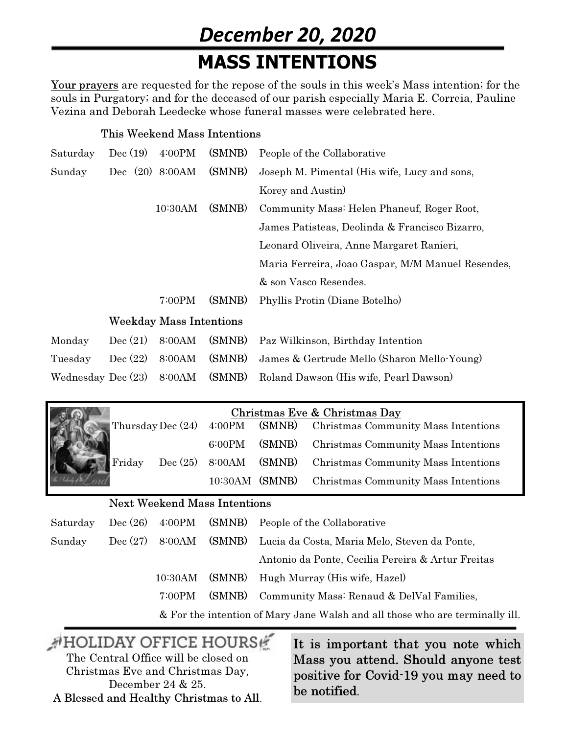# *December 20, 2020*

# MASS INTENTIONS

Your prayers are requested for the repose of the souls in this week's Mass intention; for the souls in Purgatory; and for the deceased of our parish especially Maria E. Correia, Pauline Vezina and Deborah Leedecke whose funeral masses were celebrated here.

### This Weekend Mass Intentions

| | | | | |
|---|---|---|---|---|
| Saturday | Dec (19) | 4:00PM | **(SMNB)** | People of the Collaborative |
| Sunday | Dec (20) | 8:00AM | **(SMNB)** | Joseph M. Pimental (His wife, Lucy and sons, Korey and Austin) |
| | | 10:30AM | **(SMNB)** | Community Mass: Helen Phaneuf, Roger Root, James Patisteas, Deolinda & Francisco Bizarro, Leonard Oliveira, Anne Margaret Ranieri, Maria Ferreira, Joao Gaspar, M/M Manuel Resendes, & son Vasco Resendes. |
| | | 7:00PM | **(SMNB)** | Phyllis Protin (Diane Botelho) |

### Weekday Mass Intentions

| | | | | |
|---|---|---|---|---|
| Monday | Dec (21) | 8:00AM | **(SMNB)** | Paz Wilkinson, Birthday Intention |
| Tuesday | Dec (22) | 8:00AM | **(SMNB)** | James & Gertrude Mello (Sharon Mello-Young) |
| Wednesday | Dec (23) | 8:00AM | **(SMNB)** | Roland Dawson (His wife, Pearl Dawson) |

### Christmas Eve & Christmas Day

| | | | | |
|---|---|---|---|---|
| Thursday | Dec (24) | 4:00PM | (SMNB) | Christmas Community Mass Intentions |
| | | 6:00PM | (SMNB) | Christmas Community Mass Intentions |
| Friday | Dec (25) | 8:00AM | (SMNB) | Christmas Community Mass Intentions |
| | | 10:30AM | (SMNB) | Christmas Community Mass Intentions |

### Next Weekend Mass Intentions

| | | | | |
|---|---|---|---|---|
| Saturday | Dec (26) | 4:00PM | **(SMNB)** | People of the Collaborative |
| Sunday | Dec (27) | 8:00AM | **(SMNB)** | Lucia da Costa, Maria Melo, Steven da Ponte, Antonio da Ponte, Cecilia Pereira & Artur Freitas |
| | | 10:30AM | **(SMNB)** | Hugh Murray (His wife, Hazel) |
| | | 7:00PM | **(SMNB)** | Community Mass: Renaud & DelVal Families, & For the intention of Mary Jane Walsh and all those who are terminally ill. |

## HOLIDAY OFFICE HOURS

The Central Office will be closed on Christmas Eve and Christmas Day, December 24 & 25.

A Blessed and Healthy Christmas to All.

**It is important that you note which Mass you attend. Should anyone test positive for Covid-19 you may need to be notified.**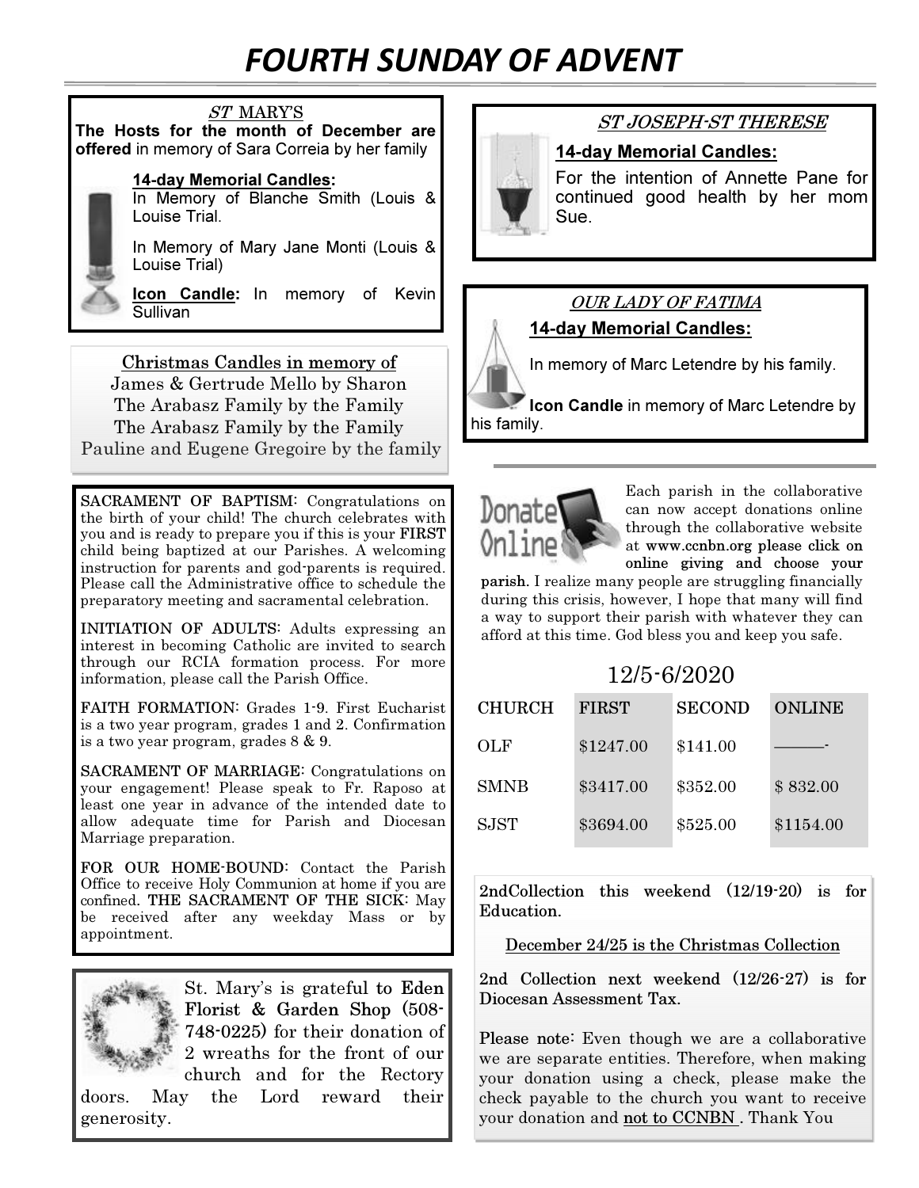# FOURTH SUNDAY OF ADVENT

### *ST MARY'S*

**The Hosts for the month of December are offered** in memory of Sara Correia by her family

**14-day Memorial Candles:**
In Memory of Blanche Smith (Louis & Louise Trial.

In Memory of Mary Jane Monti (Louis & Louise Trial)

**Icon Candle:** In memory of Kevin Sullivan

Christmas Candles in memory of
James & Gertrude Mello by Sharon
The Arabasz Family by the Family
The Arabasz Family by the Family
Pauline and Eugene Gregoire by the family

SACRAMENT OF BAPTISM: Congratulations on the birth of your child! The church celebrates with you and is ready to prepare you if this is your FIRST child being baptized at our Parishes. A welcoming instruction for parents and god-parents is required. Please call the Administrative office to schedule the preparatory meeting and sacramental celebration.

INITIATION OF ADULTS: Adults expressing an interest in becoming Catholic are invited to search through our RCIA formation process. For more information, please call the Parish Office.

FAITH FORMATION: Grades 1-9. First Eucharist is a two year program, grades 1 and 2. Confirmation is a two year program, grades 8 & 9.

SACRAMENT OF MARRIAGE: Congratulations on your engagement! Please speak to Fr. Raposo at least one year in advance of the intended date to allow adequate time for Parish and Diocesan Marriage preparation.

FOR OUR HOME-BOUND: Contact the Parish Office to receive Holy Communion at home if you are confined. THE SACRAMENT OF THE SICK: May be received after any weekday Mass or by appointment.

St. Mary's is grateful to Eden Florist & Garden Shop (508-748-0225) for their donation of 2 wreaths for the front of our church and for the Rectory doors. May the Lord reward their generosity.

### *ST JOSEPH-ST THERESE*

**14-day Memorial Candles:**
For the intention of Annette Pane for continued good health by her mom Sue.

### *OUR LADY OF FATIMA*

**14-day Memorial Candles:**

In memory of Marc Letendre by his family.

**Icon Candle** in memory of Marc Letendre by his family.

Each parish in the collaborative can now accept donations online through the collaborative website at www.ccnbn.org please click on online giving and choose your parish. I realize many people are struggling financially during this crisis, however, I hope that many will find a way to support their parish with whatever they can afford at this time. God bless you and keep you safe.

12/5-6/2020

| CHURCH | FIRST | SECOND | ONLINE |
|---|---|---|---|
| OLF | $1247.00 | $141.00 | ———- |
| SMNB | $3417.00 | $352.00 | $ 832.00 |
| SJST | $3694.00 | $525.00 | $1154.00 |

2ndCollection this weekend (12/19-20) is for Education.

December 24/25 is the Christmas Collection

2nd Collection next weekend (12/26-27) is for Diocesan Assessment Tax.

Please note: Even though we are a collaborative we are separate entities. Therefore, when making your donation using a check, please make the check payable to the church you want to receive your donation and not to CCNBN . Thank You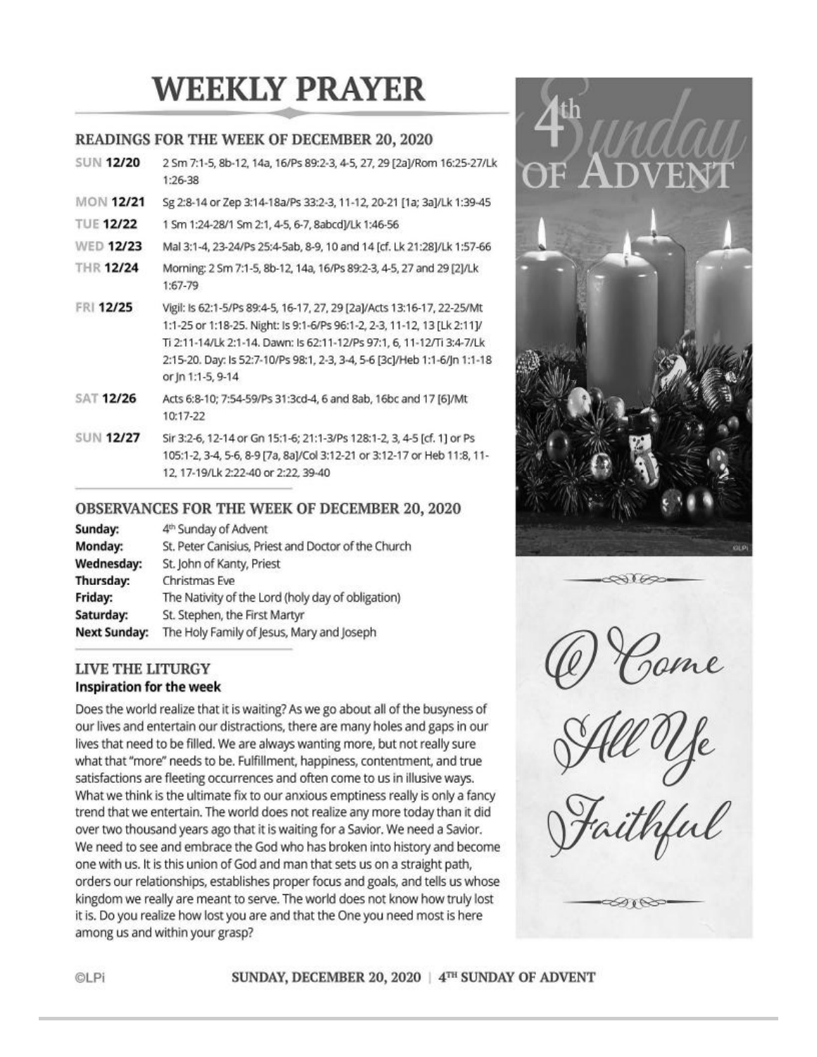# WEEKLY PRAYER

## READINGS FOR THE WEEK OF DECEMBER 20, 2020

| | |
|---|---|
| SUN 12/20 | 2 Sm 7:1-5, 8b-12, 14a, 16/Ps 89:2-3, 4-5, 27, 29 [2a]/Rom 16:25-27/Lk 1:26-38 |
| MON 12/21 | Sg 2:8-14 or Zep 3:14-18a/Ps 33:2-3, 11-12, 20-21 [1a; 3a]/Lk 1:39-45 |
| TUE 12/22 | 1 Sm 1:24-28/1 Sm 2:1, 4-5, 6-7, 8abcd]/Lk 1:46-56 |
| WED 12/23 | Mal 3:1-4, 23-24/Ps 25:4-5ab, 8-9, 10 and 14 [cf. Lk 21:28]/Lk 1:57-66 |
| THR 12/24 | Morning: 2 Sm 7:1-5, 8b-12, 14a, 16/Ps 89:2-3, 4-5, 27 and 29 [2]/Lk 1:67-79 |
| FRI 12/25 | Vigil: Is 62:1-5/Ps 89:4-5, 16-17, 27, 29 [2a]/Acts 13:16-17, 22-25/Mt 1:1-25 or 1:18-25. Night: Is 9:1-6/Ps 96:1-2, 2-3, 11-12, 13 [Lk 2:11]/ Ti 2:11-14/Lk 2:1-14. Dawn: Is 62:11-12/Ps 97:1, 6, 11-12/Ti 3:4-7/Lk 2:15-20. Day: Is 52:7-10/Ps 98:1, 2-3, 3-4, 5-6 [3c]/Heb 1:1-6/Jn 1:1-18 or Jn 1:1-5, 9-14 |
| SAT 12/26 | Acts 6:8-10; 7:54-59/Ps 31:3cd-4, 6 and 8ab, 16bc and 17 [6]/Mt 10:17-22 |
| SUN 12/27 | Sir 3:2-6, 12-14 or Gn 15:1-6; 21:1-3/Ps 128:1-2, 3, 4-5 [cf. 1] or Ps 105:1-2, 3-4, 5-6, 8-9 [7a, 8a]/Col 3:12-21 or 3:12-17 or Heb 11:8, 11-12, 17-19/Lk 2:22-40 or 2:22, 39-40 |

## OBSERVANCES FOR THE WEEK OF DECEMBER 20, 2020

| | |
|---|---|
| **Sunday:** | 4th Sunday of Advent |
| **Monday:** | St. Peter Canisius, Priest and Doctor of the Church |
| **Wednesday:** | St. John of Kanty, Priest |
| **Thursday:** | Christmas Eve |
| **Friday:** | The Nativity of the Lord (holy day of obligation) |
| **Saturday:** | St. Stephen, the First Martyr |
| **Next Sunday:** | The Holy Family of Jesus, Mary and Joseph |

## LIVE THE LITURGY

**Inspiration for the week**

Does the world realize that it is waiting? As we go about all of the busyness of our lives and entertain our distractions, there are many holes and gaps in our lives that need to be filled. We are always wanting more, but not really sure what that "more" needs to be. Fulfillment, happiness, contentment, and true satisfactions are fleeting occurrences and often come to us in illusive ways. What we think is the ultimate fix to our anxious emptiness really is only a fancy trend that we entertain. The world does not realize any more today than it did over two thousand years ago that it is waiting for a Savior. We need a Savior. We need to see and embrace the God who has broken into history and become one with us. It is this union of God and man that sets us on a straight path, orders our relationships, establishes proper focus and goals, and tells us whose kingdom we really are meant to serve. The world does not know how truly lost it is. Do you realize how lost you are and that the One you need most is here among us and within your grasp?

4th Sunday of Advent

*O Come All Ye Faithful*

©LPi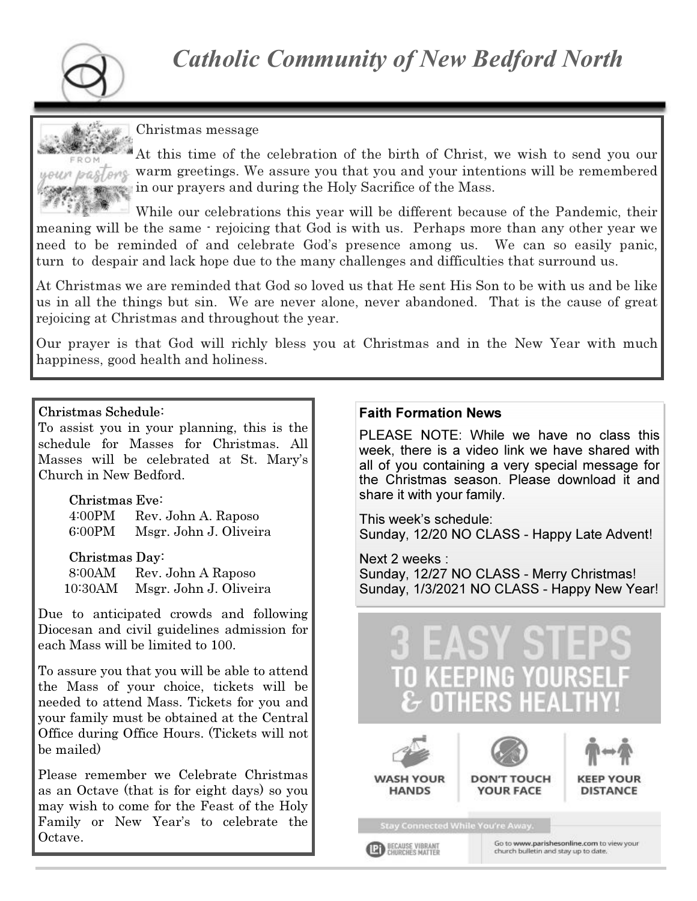# *Catholic Community of New Bedford North*

Christmas message

At this time of the celebration of the birth of Christ, we wish to send you our warm greetings. We assure you that you and your intentions will be remembered in our prayers and during the Holy Sacrifice of the Mass.

While our celebrations this year will be different because of the Pandemic, their meaning will be the same - rejoicing that God is with us. Perhaps more than any other year we need to be reminded of and celebrate God's presence among us. We can so easily panic, turn to despair and lack hope due to the many challenges and difficulties that surround us.

At Christmas we are reminded that God so loved us that He sent His Son to be with us and be like us in all the things but sin. We are never alone, never abandoned. That is the cause of great rejoicing at Christmas and throughout the year.

Our prayer is that God will richly bless you at Christmas and in the New Year with much happiness, good health and holiness.

## Christmas Schedule:

To assist you in your planning, this is the schedule for Masses for Christmas. All Masses will be celebrated at St. Mary's Church in New Bedford.

**Christmas Eve:**
- 4:00PM Rev. John A. Raposo
- 6:00PM Msgr. John J. Oliveira

**Christmas Day:**
- 8:00AM Rev. John A Raposo
- 10:30AM Msgr. John J. Oliveira

Due to anticipated crowds and following Diocesan and civil guidelines admission for each Mass will be limited to 100.

To assure you that you will be able to attend the Mass of your choice, tickets will be needed to attend Mass. Tickets for you and your family must be obtained at the Central Office during Office Hours. (Tickets will not be mailed)

Please remember we Celebrate Christmas as an Octave (that is for eight days) so you may wish to come for the Feast of the Holy Family or New Year's to celebrate the Octave.

## Faith Formation News

PLEASE NOTE: While we have no class this week, there is a video link we have shared with all of you containing a very special message for the Christmas season. Please download it and share it with your family.

This week's schedule:
Sunday, 12/20 NO CLASS - Happy Late Advent!

Next 2 weeks :
Sunday, 12/27 NO CLASS - Merry Christmas!
Sunday, 1/3/2021 NO CLASS - Happy New Year!

## 3 EASY STEPS TO KEEPING YOURSELF & OTHERS HEALTHY!

WASH YOUR HANDS | DON'T TOUCH YOUR FACE | KEEP YOUR DISTANCE

Stay Connected While You're Away.

BECAUSE VIBRANT CHURCHES MATTER

Go to www.parishesonline.com to view your church bulletin and stay up to date.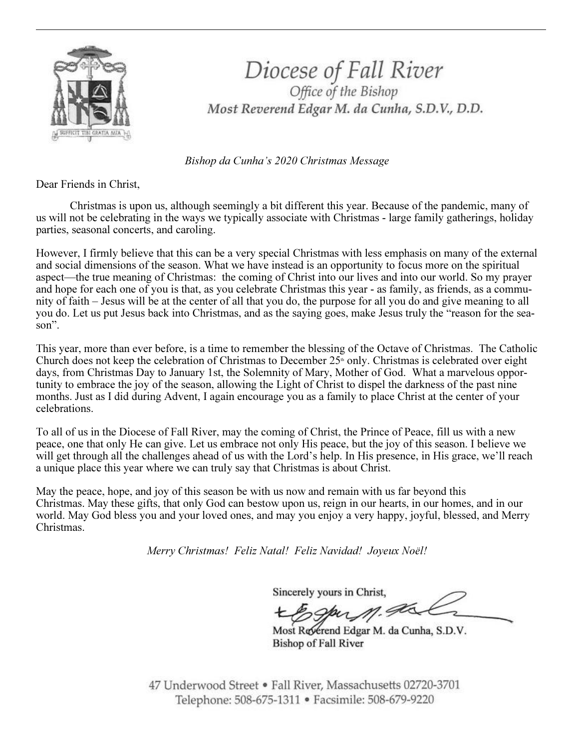# Diocese of Fall River

*Office of the Bishop*

*Most Reverend Edgar M. da Cunha, S.D.V., D.D.*

*Bishop da Cunha's 2020 Christmas Message*

Dear Friends in Christ,

Christmas is upon us, although seemingly a bit different this year. Because of the pandemic, many of us will not be celebrating in the ways we typically associate with Christmas - large family gatherings, holiday parties, seasonal concerts, and caroling.

However, I firmly believe that this can be a very special Christmas with less emphasis on many of the external and social dimensions of the season. What we have instead is an opportunity to focus more on the spiritual aspect—the true meaning of Christmas: the coming of Christ into our lives and into our world. So my prayer and hope for each one of you is that, as you celebrate Christmas this year - as family, as friends, as a community of faith – Jesus will be at the center of all that you do, the purpose for all you do and give meaning to all you do. Let us put Jesus back into Christmas, and as the saying goes, make Jesus truly the "reason for the season".

This year, more than ever before, is a time to remember the blessing of the Octave of Christmas. The Catholic Church does not keep the celebration of Christmas to December 25th only. Christmas is celebrated over eight days, from Christmas Day to January 1st, the Solemnity of Mary, Mother of God. What a marvelous opportunity to embrace the joy of the season, allowing the Light of Christ to dispel the darkness of the past nine months. Just as I did during Advent, I again encourage you as a family to place Christ at the center of your celebrations.

To all of us in the Diocese of Fall River, may the coming of Christ, the Prince of Peace, fill us with a new peace, one that only He can give. Let us embrace not only His peace, but the joy of this season. I believe we will get through all the challenges ahead of us with the Lord's help. In His presence, in His grace, we'll reach a unique place this year where we can truly say that Christmas is about Christ.

May the peace, hope, and joy of this season be with us now and remain with us far beyond this Christmas. May these gifts, that only God can bestow upon us, reign in our hearts, in our homes, and in our world. May God bless you and your loved ones, and may you enjoy a very happy, joyful, blessed, and Merry Christmas.

*Merry Christmas! Feliz Natal! Feliz Navidad! Joyeux Noël!*

Sincerely yours in Christ,

Most Reverend Edgar M. da Cunha, S.D.V.
Bishop of Fall River

47 Underwood Street • Fall River, Massachusetts 02720-3701
Telephone: 508-675-1311 • Facsimile: 508-679-9220